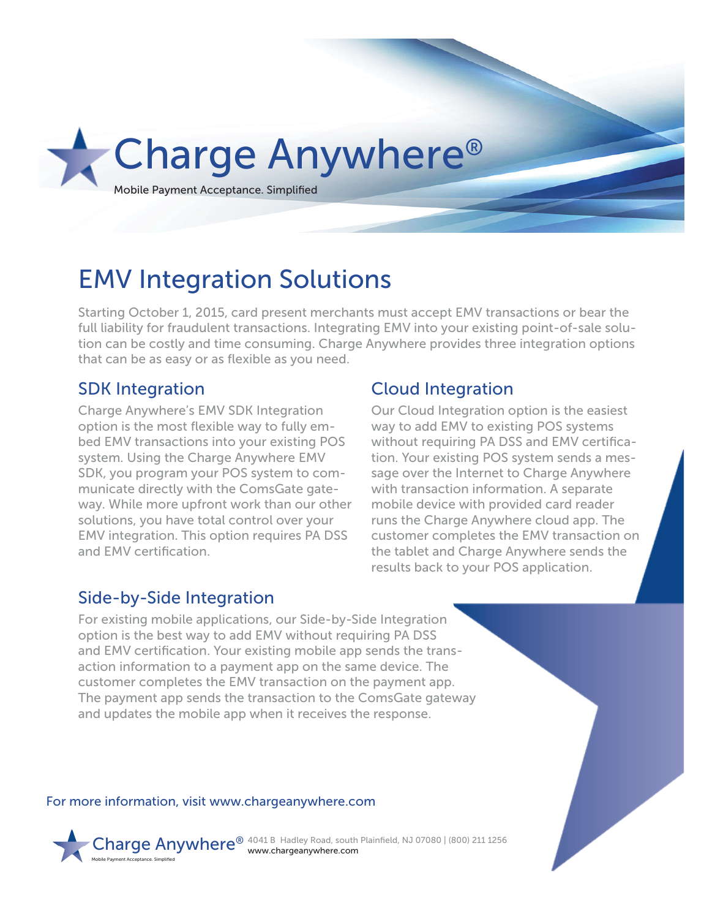# Charge Anywhere®

Mobile Payment Acceptance. Simplified

## EMV Integration Solutions

Starting October 1, 2015, card present merchants must accept EMV transactions or bear the full liability for fraudulent transactions. Integrating EMV into your existing point-of-sale solution can be costly and time consuming. Charge Anywhere provides three integration options that can be as easy or as flexible as you need.

### SDK Integration

Charge Anywhere's EMV SDK Integration option is the most flexible way to fully embed EMV transactions into your existing POS system. Using the Charge Anywhere EMV SDK, you program your POS system to communicate directly with the ComsGate gateway. While more upfront work than our other solutions, you have total control over your EMV integration. This option requires PA DSS and EMV certification.

### Cloud Integration

Our Cloud Integration option is the easiest way to add EMV to existing POS systems without requiring PA DSS and EMV certification. Your existing POS system sends a message over the Internet to Charge Anywhere with transaction information. A separate mobile device with provided card reader runs the Charge Anywhere cloud app. The customer completes the EMV transaction on the tablet and Charge Anywhere sends the results back to your POS application.

### Side-by-Side Integration

For existing mobile applications, our Side-by-Side Integration option is the best way to add EMV without requiring PA DSS and EMV certification. Your existing mobile app sends the transaction information to a payment app on the same device. The customer completes the EMV transaction on the payment app. The payment app sends the transaction to the ComsGate gateway and updates the mobile app when it receives the response.

For more information, visit www.chargeanywhere.com

Charge Anywhere® 4041 B Hadley Road, south Plainfield, NJ 07080 | (800) 211 1256
www.chargeanywhere.com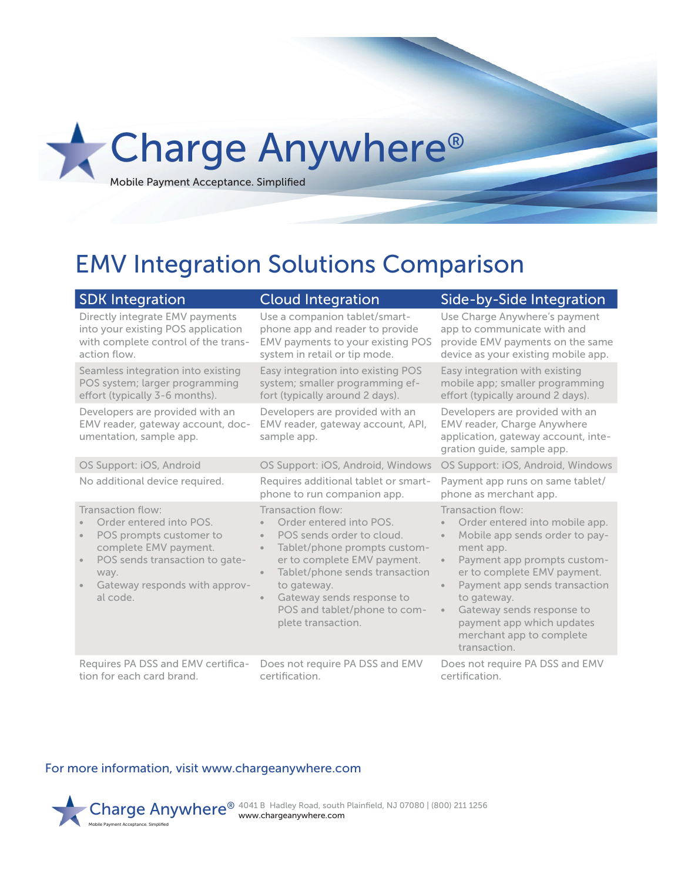# Charge Anywhere®

Mobile Payment Acceptance. Simplified

## EMV Integration Solutions Comparison

| SDK Integration | Cloud Integration | Side-by-Side Integration |
| --- | --- | --- |
| Directly integrate EMV payments into your existing POS application with complete control of the transaction flow. | Use a companion tablet/smartphone app and reader to provide EMV payments to your existing POS system in retail or tip mode. | Use Charge Anywhere's payment app to communicate with and provide EMV payments on the same device as your existing mobile app. |
| Seamless integration into existing POS system; larger programming effort (typically 3-6 months). | Easy integration into existing POS system; smaller programming effort (typically around 2 days). | Easy integration with existing mobile app; smaller programming effort (typically around 2 days). |
| Developers are provided with an EMV reader, gateway account, documentation, sample app. | Developers are provided with an EMV reader, gateway account, API, sample app. | Developers are provided with an EMV reader, Charge Anywhere application, gateway account, integration guide, sample app. |
| OS Support: iOS, Android | OS Support: iOS, Android, Windows | OS Support: iOS, Android, Windows |
| No additional device required. | Requires additional tablet or smartphone to run companion app. | Payment app runs on same tablet/phone as merchant app. |
| Transaction flow:<br>• Order entered into POS.<br>• POS prompts customer to complete EMV payment.<br>• POS sends transaction to gateway.<br>• Gateway responds with approval code. | Transaction flow:<br>• Order entered into POS.<br>• POS sends order to cloud.<br>• Tablet/phone prompts customer to complete EMV payment.<br>• Tablet/phone sends transaction to gateway.<br>• Gateway sends response to POS and tablet/phone to complete transaction. | Transaction flow:<br>• Order entered into mobile app.<br>• Mobile app sends order to payment app.<br>• Payment app prompts customer to complete EMV payment.<br>• Payment app sends transaction to gateway.<br>• Gateway sends response to payment app which updates merchant app to complete transaction. |
| Requires PA DSS and EMV certification for each card brand. | Does not require PA DSS and EMV certification. | Does not require PA DSS and EMV certification. |

For more information, visit www.chargeanywhere.com

Charge Anywhere® 4041 B Hadley Road, south Plainfield, NJ 07080 | (800) 211 1256
www.chargeanywhere.com

Mobile Payment Acceptance. Simplified